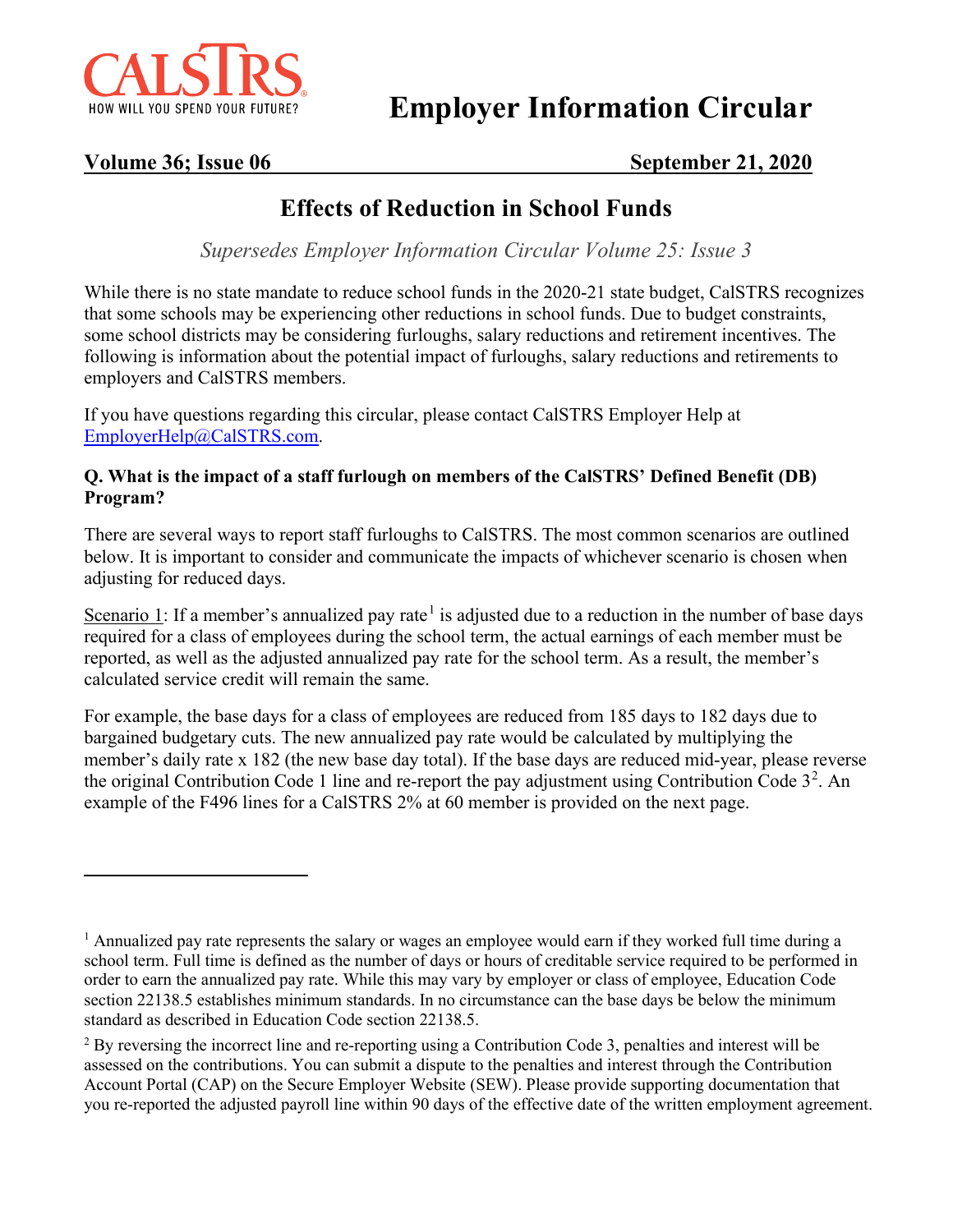# Employer Information Circular

**Volume 36; Issue 06** **September 21, 2020**

## Effects of Reduction in School Funds

*Supersedes Employer Information Circular Volume 25: Issue 3*

While there is no state mandate to reduce school funds in the 2020-21 state budget, CalSTRS recognizes that some schools may be experiencing other reductions in school funds. Due to budget constraints, some school districts may be considering furloughs, salary reductions and retirement incentives. The following is information about the potential impact of furloughs, salary reductions and retirements to employers and CalSTRS members.

If you have questions regarding this circular, please contact CalSTRS Employer Help at EmployerHelp@CalSTRS.com.

**Q. What is the impact of a staff furlough on members of the CalSTRS' Defined Benefit (DB) Program?**

There are several ways to report staff furloughs to CalSTRS. The most common scenarios are outlined below. It is important to consider and communicate the impacts of whichever scenario is chosen when adjusting for reduced days.

Scenario 1: If a member's annualized pay rate[1] is adjusted due to a reduction in the number of base days required for a class of employees during the school term, the actual earnings of each member must be reported, as well as the adjusted annualized pay rate for the school term. As a result, the member's calculated service credit will remain the same.

For example, the base days for a class of employees are reduced from 185 days to 182 days due to bargained budgetary cuts. The new annualized pay rate would be calculated by multiplying the member's daily rate x 182 (the new base day total). If the base days are reduced mid-year, please reverse the original Contribution Code 1 line and re-report the pay adjustment using Contribution Code 3[2]. An example of the F496 lines for a CalSTRS 2% at 60 member is provided on the next page.

---

[1] Annualized pay rate represents the salary or wages an employee would earn if they worked full time during a school term. Full time is defined as the number of days or hours of creditable service required to be performed in order to earn the annualized pay rate. While this may vary by employer or class of employee, Education Code section 22138.5 establishes minimum standards. In no circumstance can the base days be below the minimum standard as described in Education Code section 22138.5.

[2] By reversing the incorrect line and re-reporting using a Contribution Code 3, penalties and interest will be assessed on the contributions. You can submit a dispute to the penalties and interest through the Contribution Account Portal (CAP) on the Secure Employer Website (SEW). Please provide supporting documentation that you re-reported the adjusted payroll line within 90 days of the effective date of the written employment agreement.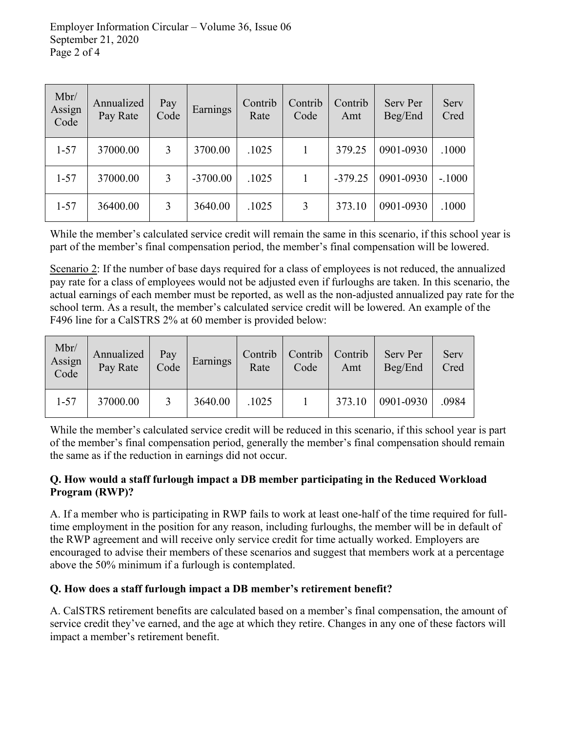| Mbr/ Assign Code | Annualized Pay Rate | Pay Code | Earnings | Contrib Rate | Contrib Code | Contrib Amt | Serv Per Beg/End | Serv Cred |
|---|---|---|---|---|---|---|---|---|
| 1-57 | 37000.00 | 3 | 3700.00 | .1025 | 1 | 379.25 | 0901-0930 | .1000 |
| 1-57 | 37000.00 | 3 | -3700.00 | .1025 | 1 | -379.25 | 0901-0930 | -.1000 |
| 1-57 | 36400.00 | 3 | 3640.00 | .1025 | 3 | 373.10 | 0901-0930 | .1000 |

While the member's calculated service credit will remain the same in this scenario, if this school year is part of the member's final compensation period, the member's final compensation will be lowered.

Scenario 2: If the number of base days required for a class of employees is not reduced, the annualized pay rate for a class of employees would not be adjusted even if furloughs are taken. In this scenario, the actual earnings of each member must be reported, as well as the non-adjusted annualized pay rate for the school term. As a result, the member's calculated service credit will be lowered. An example of the F496 line for a CalSTRS 2% at 60 member is provided below:

| Mbr/ Assign Code | Annualized Pay Rate | Pay Code | Earnings | Contrib Rate | Contrib Code | Contrib Amt | Serv Per Beg/End | Serv Cred |
|---|---|---|---|---|---|---|---|---|
| 1-57 | 37000.00 | 3 | 3640.00 | .1025 | 1 | 373.10 | 0901-0930 | .0984 |

While the member's calculated service credit will be reduced in this scenario, if this school year is part of the member's final compensation period, generally the member's final compensation should remain the same as if the reduction in earnings did not occur.

**Q. How would a staff furlough impact a DB member participating in the Reduced Workload Program (RWP)?**

A. If a member who is participating in RWP fails to work at least one-half of the time required for full-time employment in the position for any reason, including furloughs, the member will be in default of the RWP agreement and will receive only service credit for time actually worked. Employers are encouraged to advise their members of these scenarios and suggest that members work at a percentage above the 50% minimum if a furlough is contemplated.

**Q. How does a staff furlough impact a DB member's retirement benefit?**

A. CalSTRS retirement benefits are calculated based on a member's final compensation, the amount of service credit they've earned, and the age at which they retire. Changes in any one of these factors will impact a member's retirement benefit.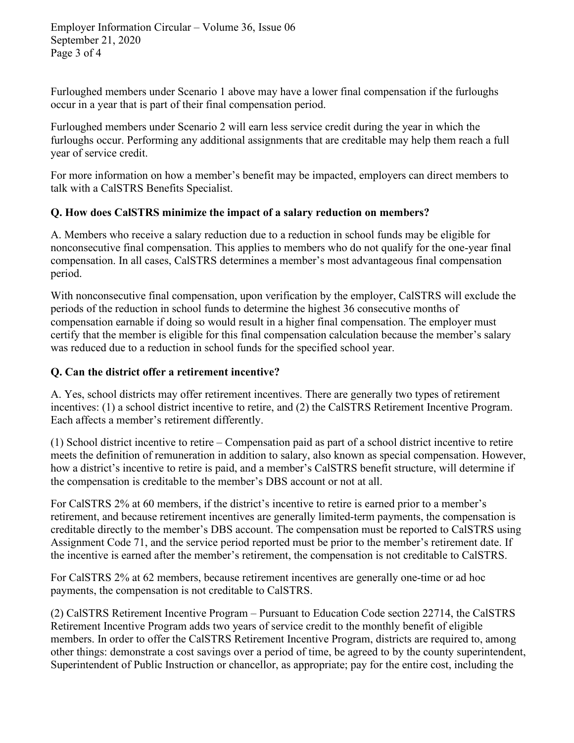Furloughed members under Scenario 1 above may have a lower final compensation if the furloughs occur in a year that is part of their final compensation period.

Furloughed members under Scenario 2 will earn less service credit during the year in which the furloughs occur. Performing any additional assignments that are creditable may help them reach a full year of service credit.

For more information on how a member's benefit may be impacted, employers can direct members to talk with a CalSTRS Benefits Specialist.

**Q. How does CalSTRS minimize the impact of a salary reduction on members?**

A. Members who receive a salary reduction due to a reduction in school funds may be eligible for nonconsecutive final compensation. This applies to members who do not qualify for the one-year final compensation. In all cases, CalSTRS determines a member's most advantageous final compensation period.

With nonconsecutive final compensation, upon verification by the employer, CalSTRS will exclude the periods of the reduction in school funds to determine the highest 36 consecutive months of compensation earnable if doing so would result in a higher final compensation. The employer must certify that the member is eligible for this final compensation calculation because the member's salary was reduced due to a reduction in school funds for the specified school year.

**Q. Can the district offer a retirement incentive?**

A. Yes, school districts may offer retirement incentives. There are generally two types of retirement incentives: (1) a school district incentive to retire, and (2) the CalSTRS Retirement Incentive Program. Each affects a member's retirement differently.

(1) School district incentive to retire – Compensation paid as part of a school district incentive to retire meets the definition of remuneration in addition to salary, also known as special compensation. However, how a district's incentive to retire is paid, and a member's CalSTRS benefit structure, will determine if the compensation is creditable to the member's DBS account or not at all.

For CalSTRS 2% at 60 members, if the district's incentive to retire is earned prior to a member's retirement, and because retirement incentives are generally limited-term payments, the compensation is creditable directly to the member's DBS account. The compensation must be reported to CalSTRS using Assignment Code 71, and the service period reported must be prior to the member's retirement date. If the incentive is earned after the member's retirement, the compensation is not creditable to CalSTRS.

For CalSTRS 2% at 62 members, because retirement incentives are generally one-time or ad hoc payments, the compensation is not creditable to CalSTRS.

(2) CalSTRS Retirement Incentive Program – Pursuant to Education Code section 22714, the CalSTRS Retirement Incentive Program adds two years of service credit to the monthly benefit of eligible members. In order to offer the CalSTRS Retirement Incentive Program, districts are required to, among other things: demonstrate a cost savings over a period of time, be agreed to by the county superintendent, Superintendent of Public Instruction or chancellor, as appropriate; pay for the entire cost, including the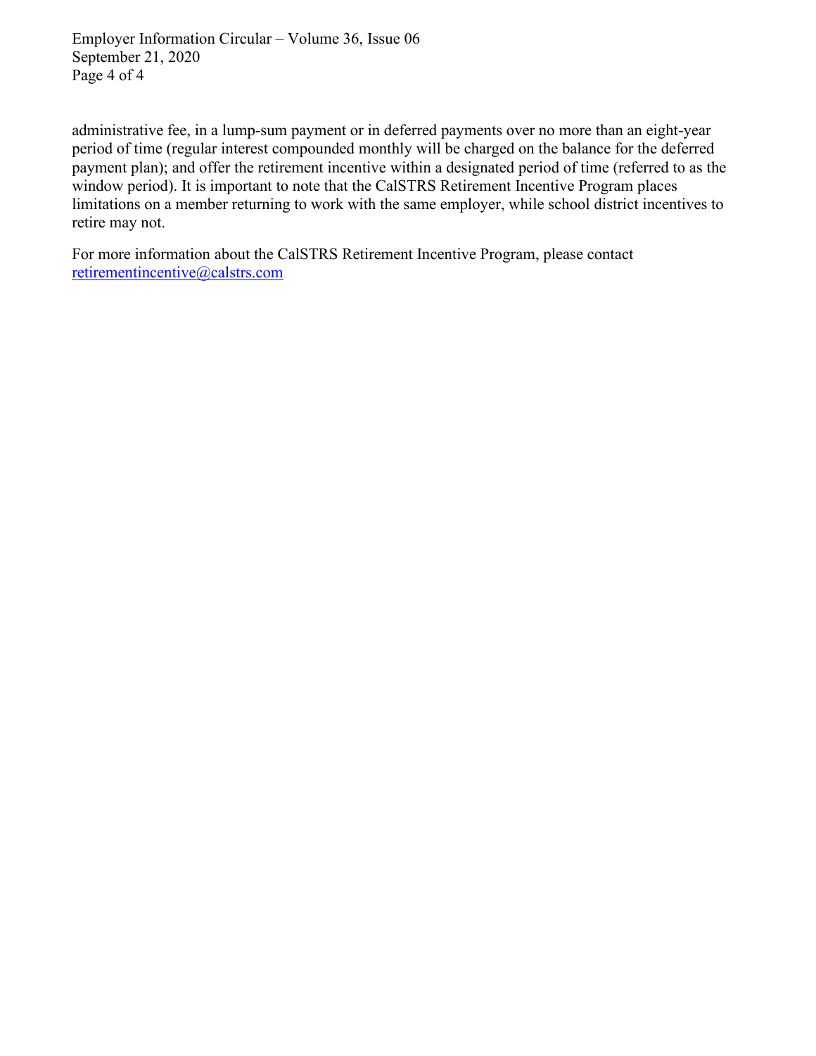administrative fee, in a lump-sum payment or in deferred payments over no more than an eight-year period of time (regular interest compounded monthly will be charged on the balance for the deferred payment plan); and offer the retirement incentive within a designated period of time (referred to as the window period). It is important to note that the CalSTRS Retirement Incentive Program places limitations on a member returning to work with the same employer, while school district incentives to retire may not.

For more information about the CalSTRS Retirement Incentive Program, please contact [retirementincentive@calstrs.com](mailto:retirementincentive@calstrs.com)